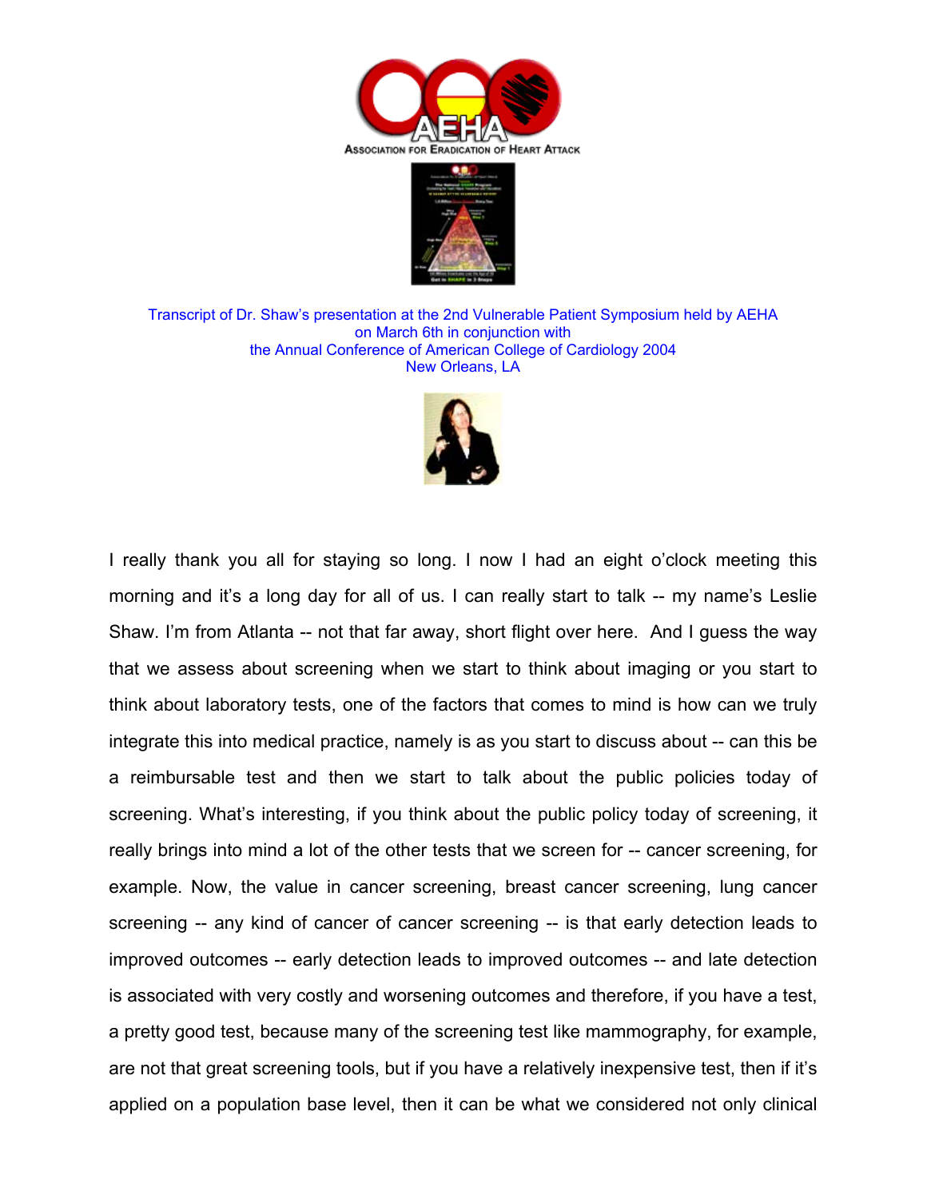AEHA

Association for Eradication of Heart Attack

Transcript of Dr. Shaw's presentation at the 2nd Vulnerable Patient Symposium held by AEHA on March 6th in conjunction with the Annual Conference of American College of Cardiology 2004 New Orleans, LA

I really thank you all for staying so long. I now I had an eight o'clock meeting this morning and it's a long day for all of us. I can really start to talk -- my name's Leslie Shaw. I'm from Atlanta -- not that far away, short flight over here. And I guess the way that we assess about screening when we start to think about imaging or you start to think about laboratory tests, one of the factors that comes to mind is how can we truly integrate this into medical practice, namely is as you start to discuss about -- can this be a reimbursable test and then we start to talk about the public policies today of screening. What's interesting, if you think about the public policy today of screening, it really brings into mind a lot of the other tests that we screen for -- cancer screening, for example. Now, the value in cancer screening, breast cancer screening, lung cancer screening -- any kind of cancer of cancer screening -- is that early detection leads to improved outcomes -- early detection leads to improved outcomes -- and late detection is associated with very costly and worsening outcomes and therefore, if you have a test, a pretty good test, because many of the screening test like mammography, for example, are not that great screening tools, but if you have a relatively inexpensive test, then if it's applied on a population base level, then it can be what we considered not only clinical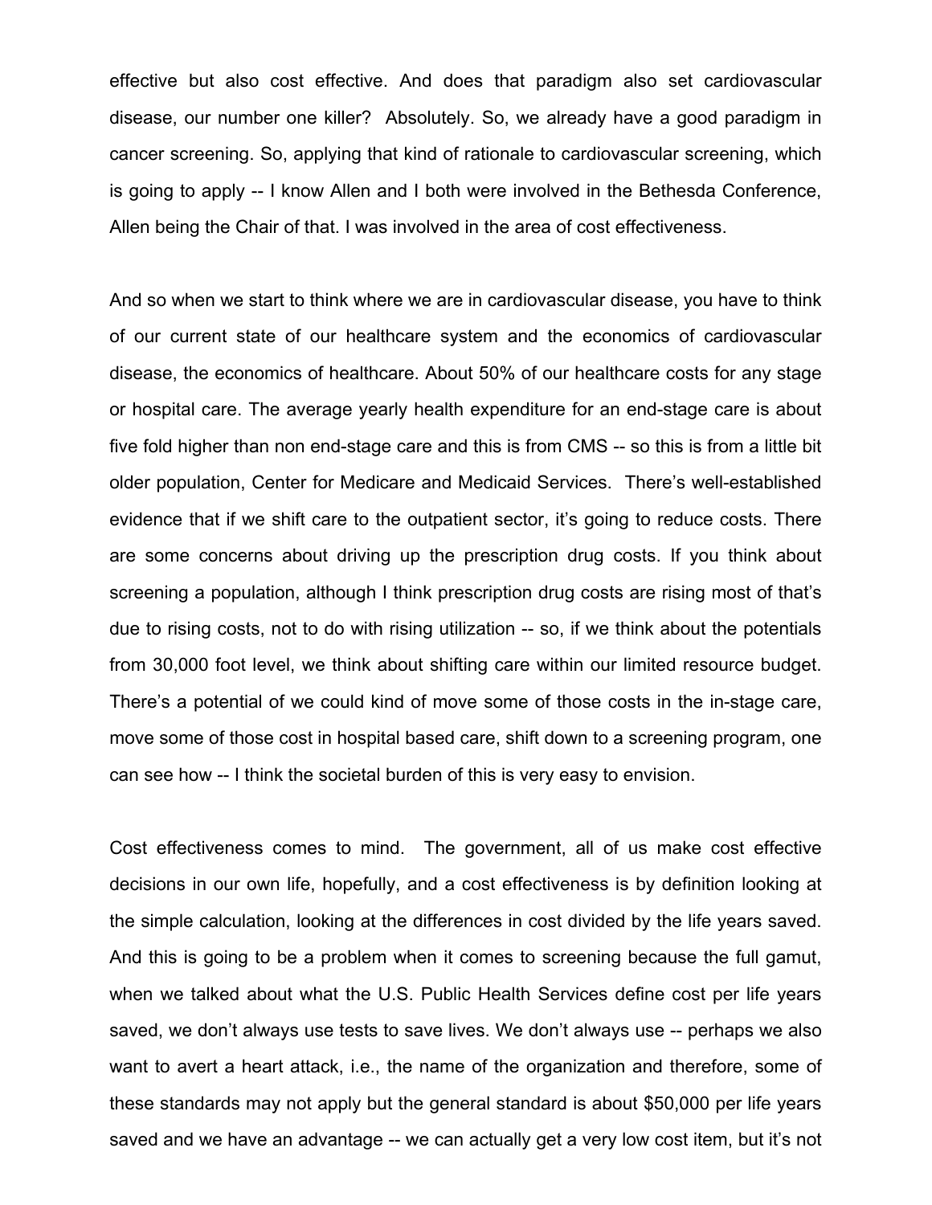effective but also cost effective. And does that paradigm also set cardiovascular disease, our number one killer? Absolutely. So, we already have a good paradigm in cancer screening. So, applying that kind of rationale to cardiovascular screening, which is going to apply -- I know Allen and I both were involved in the Bethesda Conference, Allen being the Chair of that. I was involved in the area of cost effectiveness.

And so when we start to think where we are in cardiovascular disease, you have to think of our current state of our healthcare system and the economics of cardiovascular disease, the economics of healthcare. About 50% of our healthcare costs for any stage or hospital care. The average yearly health expenditure for an end-stage care is about five fold higher than non end-stage care and this is from CMS -- so this is from a little bit older population, Center for Medicare and Medicaid Services. There's well-established evidence that if we shift care to the outpatient sector, it's going to reduce costs. There are some concerns about driving up the prescription drug costs. If you think about screening a population, although I think prescription drug costs are rising most of that's due to rising costs, not to do with rising utilization -- so, if we think about the potentials from 30,000 foot level, we think about shifting care within our limited resource budget. There's a potential of we could kind of move some of those costs in the in-stage care, move some of those cost in hospital based care, shift down to a screening program, one can see how -- I think the societal burden of this is very easy to envision.

Cost effectiveness comes to mind. The government, all of us make cost effective decisions in our own life, hopefully, and a cost effectiveness is by definition looking at the simple calculation, looking at the differences in cost divided by the life years saved. And this is going to be a problem when it comes to screening because the full gamut, when we talked about what the U.S. Public Health Services define cost per life years saved, we don't always use tests to save lives. We don't always use -- perhaps we also want to avert a heart attack, i.e., the name of the organization and therefore, some of these standards may not apply but the general standard is about $50,000 per life years saved and we have an advantage -- we can actually get a very low cost item, but it's not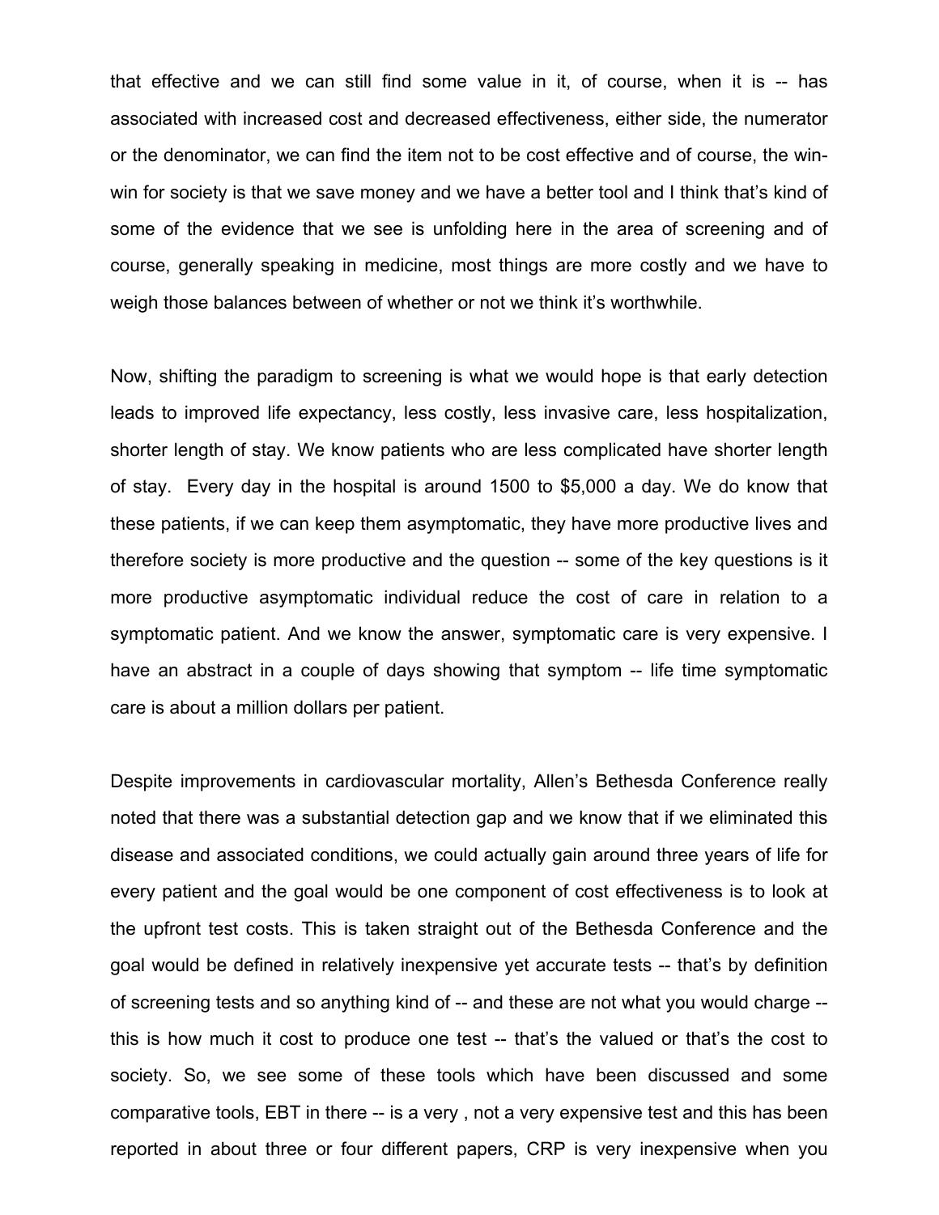that effective and we can still find some value in it, of course, when it is -- has associated with increased cost and decreased effectiveness, either side, the numerator or the denominator, we can find the item not to be cost effective and of course, the win-win for society is that we save money and we have a better tool and I think that's kind of some of the evidence that we see is unfolding here in the area of screening and of course, generally speaking in medicine, most things are more costly and we have to weigh those balances between of whether or not we think it's worthwhile.

Now, shifting the paradigm to screening is what we would hope is that early detection leads to improved life expectancy, less costly, less invasive care, less hospitalization, shorter length of stay. We know patients who are less complicated have shorter length of stay. Every day in the hospital is around 1500 to $5,000 a day. We do know that these patients, if we can keep them asymptomatic, they have more productive lives and therefore society is more productive and the question -- some of the key questions is it more productive asymptomatic individual reduce the cost of care in relation to a symptomatic patient. And we know the answer, symptomatic care is very expensive. I have an abstract in a couple of days showing that symptom -- life time symptomatic care is about a million dollars per patient.

Despite improvements in cardiovascular mortality, Allen's Bethesda Conference really noted that there was a substantial detection gap and we know that if we eliminated this disease and associated conditions, we could actually gain around three years of life for every patient and the goal would be one component of cost effectiveness is to look at the upfront test costs. This is taken straight out of the Bethesda Conference and the goal would be defined in relatively inexpensive yet accurate tests -- that's by definition of screening tests and so anything kind of -- and these are not what you would charge -- this is how much it cost to produce one test -- that's the valued or that's the cost to society. So, we see some of these tools which have been discussed and some comparative tools, EBT in there -- is a very , not a very expensive test and this has been reported in about three or four different papers, CRP is very inexpensive when you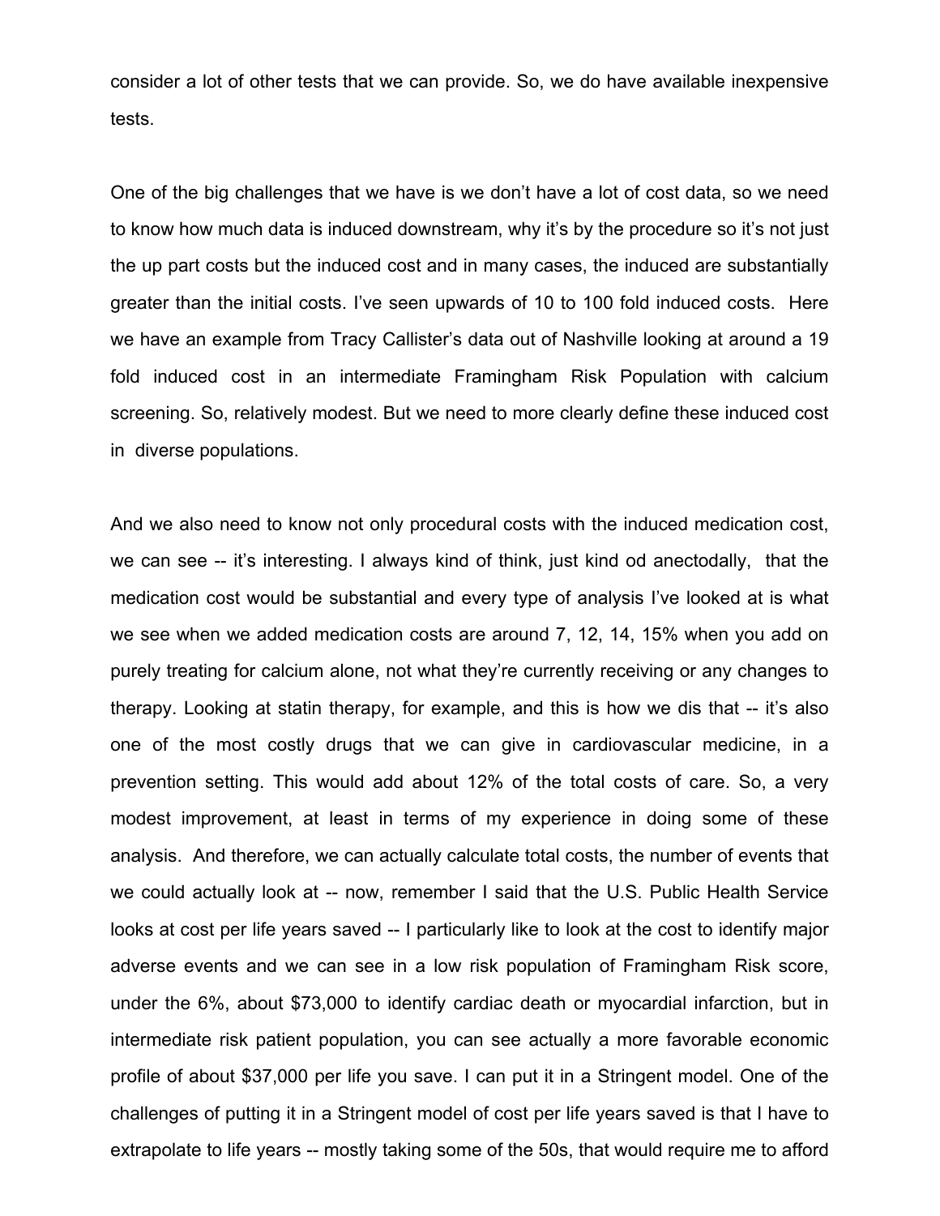consider a lot of other tests that we can provide. So, we do have available inexpensive tests.

One of the big challenges that we have is we don't have a lot of cost data, so we need to know how much data is induced downstream, why it's by the procedure so it's not just the up part costs but the induced cost and in many cases, the induced are substantially greater than the initial costs. I've seen upwards of 10 to 100 fold induced costs. Here we have an example from Tracy Callister's data out of Nashville looking at around a 19 fold induced cost in an intermediate Framingham Risk Population with calcium screening. So, relatively modest. But we need to more clearly define these induced cost in diverse populations.

And we also need to know not only procedural costs with the induced medication cost, we can see -- it's interesting. I always kind of think, just kind od anectodally, that the medication cost would be substantial and every type of analysis I've looked at is what we see when we added medication costs are around 7, 12, 14, 15% when you add on purely treating for calcium alone, not what they're currently receiving or any changes to therapy. Looking at statin therapy, for example, and this is how we dis that -- it's also one of the most costly drugs that we can give in cardiovascular medicine, in a prevention setting. This would add about 12% of the total costs of care. So, a very modest improvement, at least in terms of my experience in doing some of these analysis. And therefore, we can actually calculate total costs, the number of events that we could actually look at -- now, remember I said that the U.S. Public Health Service looks at cost per life years saved -- I particularly like to look at the cost to identify major adverse events and we can see in a low risk population of Framingham Risk score, under the 6%, about $73,000 to identify cardiac death or myocardial infarction, but in intermediate risk patient population, you can see actually a more favorable economic profile of about $37,000 per life you save. I can put it in a Stringent model. One of the challenges of putting it in a Stringent model of cost per life years saved is that I have to extrapolate to life years -- mostly taking some of the 50s, that would require me to afford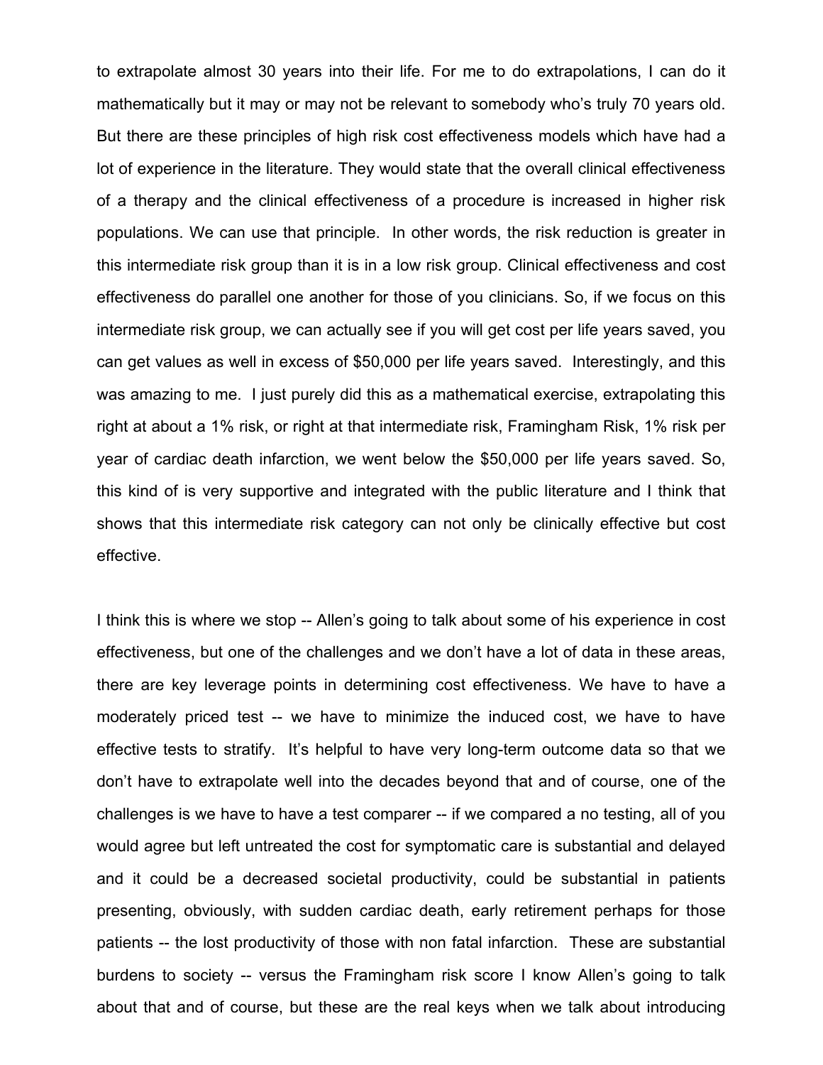to extrapolate almost 30 years into their life. For me to do extrapolations, I can do it mathematically but it may or may not be relevant to somebody who's truly 70 years old. But there are these principles of high risk cost effectiveness models which have had a lot of experience in the literature. They would state that the overall clinical effectiveness of a therapy and the clinical effectiveness of a procedure is increased in higher risk populations. We can use that principle. In other words, the risk reduction is greater in this intermediate risk group than it is in a low risk group. Clinical effectiveness and cost effectiveness do parallel one another for those of you clinicians. So, if we focus on this intermediate risk group, we can actually see if you will get cost per life years saved, you can get values as well in excess of $50,000 per life years saved. Interestingly, and this was amazing to me. I just purely did this as a mathematical exercise, extrapolating this right at about a 1% risk, or right at that intermediate risk, Framingham Risk, 1% risk per year of cardiac death infarction, we went below the $50,000 per life years saved. So, this kind of is very supportive and integrated with the public literature and I think that shows that this intermediate risk category can not only be clinically effective but cost effective.

I think this is where we stop -- Allen's going to talk about some of his experience in cost effectiveness, but one of the challenges and we don't have a lot of data in these areas, there are key leverage points in determining cost effectiveness. We have to have a moderately priced test -- we have to minimize the induced cost, we have to have effective tests to stratify. It's helpful to have very long-term outcome data so that we don't have to extrapolate well into the decades beyond that and of course, one of the challenges is we have to have a test comparer -- if we compared a no testing, all of you would agree but left untreated the cost for symptomatic care is substantial and delayed and it could be a decreased societal productivity, could be substantial in patients presenting, obviously, with sudden cardiac death, early retirement perhaps for those patients -- the lost productivity of those with non fatal infarction. These are substantial burdens to society -- versus the Framingham risk score I know Allen's going to talk about that and of course, but these are the real keys when we talk about introducing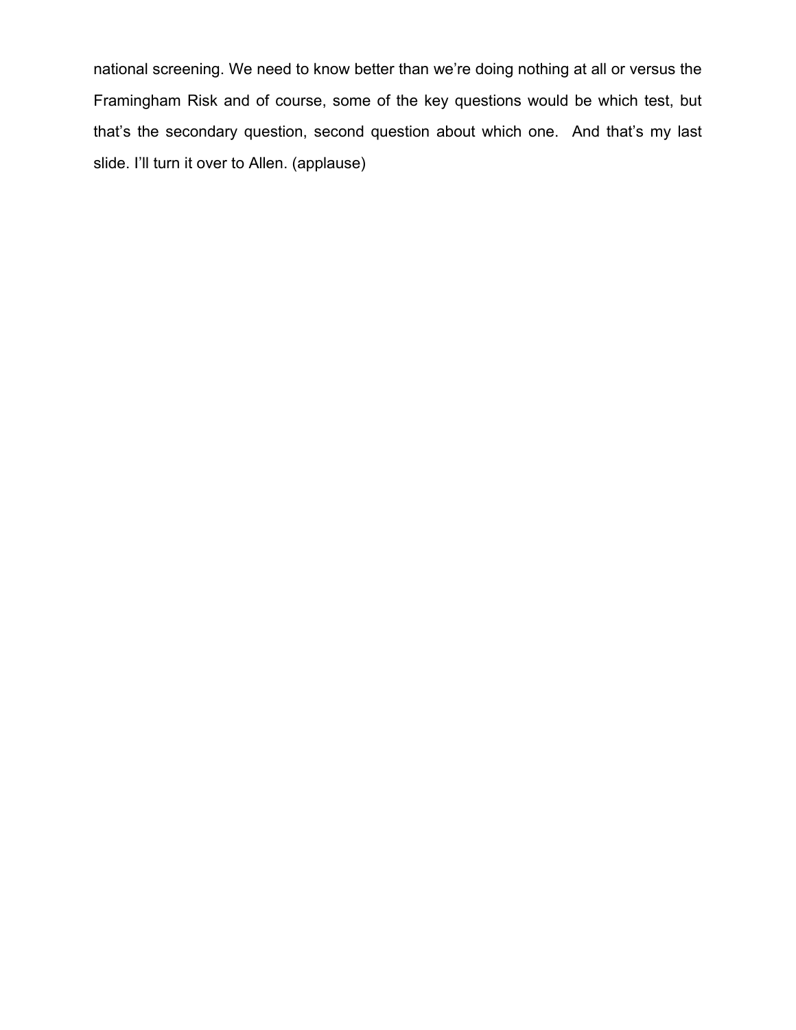national screening. We need to know better than we're doing nothing at all or versus the Framingham Risk and of course, some of the key questions would be which test, but that's the secondary question, second question about which one. And that's my last slide. I'll turn it over to Allen. (applause)